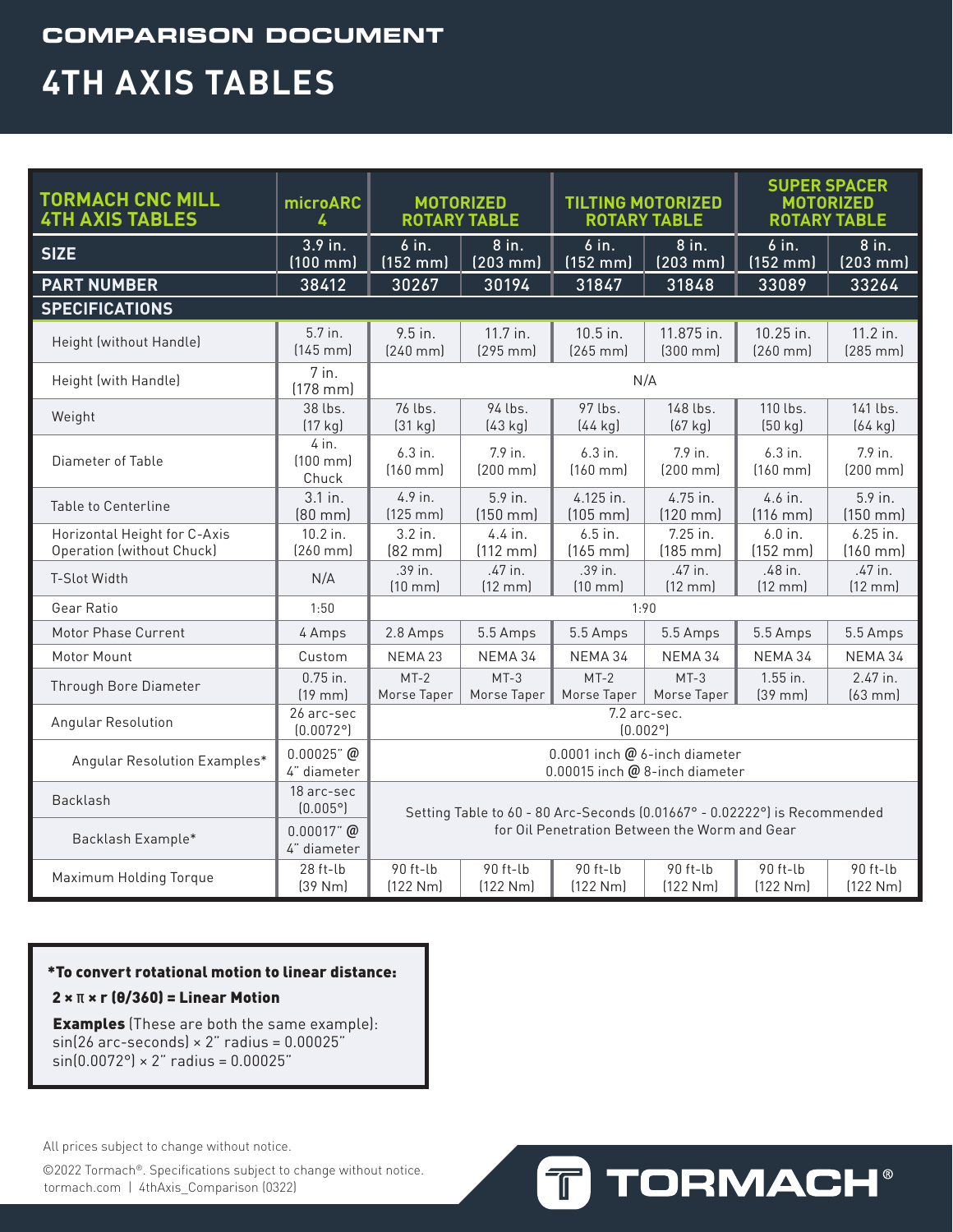## COMPARISON DOCUMENT

# 4TH AXIS TABLES

| TORMACH CNC MILL 4TH AXIS TABLES | microARC 4 | MOTORIZED ROTARY TABLE | | TILTING MOTORIZED ROTARY TABLE | | SUPER SPACER MOTORIZED ROTARY TABLE | |
|---|---|---|---|---|---|---|---|
| **SIZE** | 3.9 in. (100 mm) | 6 in. (152 mm) | 8 in. (203 mm) | 6 in. (152 mm) | 8 in. (203 mm) | 6 in. (152 mm) | 8 in. (203 mm) |
| **PART NUMBER** | 38412 | 30267 | 30194 | 31847 | 31848 | 33089 | 33264 |
| **SPECIFICATIONS** | | | | | | | |
| Height (without Handle) | 5.7 in. (145 mm) | 9.5 in. (240 mm) | 11.7 in. (295 mm) | 10.5 in. (265 mm) | 11.875 in. (300 mm) | 10.25 in. (260 mm) | 11.2 in. (285 mm) |
| Height (with Handle) | 7 in. (178 mm) | N/A | | | | | |
| Weight | 38 lbs. (17 kg) | 76 lbs. (31 kg) | 94 lbs. (43 kg) | 97 lbs. (44 kg) | 148 lbs. (67 kg) | 110 lbs. (50 kg) | 141 lbs. (64 kg) |
| Diameter of Table | 4 in. (100 mm) Chuck | 6.3 in. (160 mm) | 7.9 in. (200 mm) | 6.3 in. (160 mm) | 7.9 in. (200 mm) | 6.3 in. (160 mm) | 7.9 in. (200 mm) |
| Table to Centerline | 3.1 in. (80 mm) | 4.9 in. (125 mm) | 5.9 in. (150 mm) | 4.125 in. (105 mm) | 4.75 in. (120 mm) | 4.6 in. (116 mm) | 5.9 in. (150 mm) |
| Horizontal Height for C-Axis Operation (without Chuck) | 10.2 in. (260 mm) | 3.2 in. (82 mm) | 4.4 in. (112 mm) | 6.5 in. (165 mm) | 7.25 in. (185 mm) | 6.0 in. (152 mm) | 6.25 in. (160 mm) |
| T-Slot Width | N/A | .39 in. (10 mm) | .47 in. (12 mm) | .39 in. (10 mm) | .47 in. (12 mm) | .48 in. (12 mm) | .47 in. (12 mm) |
| Gear Ratio | 1:50 | 1:90 | | | | | |
| Motor Phase Current | 4 Amps | 2.8 Amps | 5.5 Amps | 5.5 Amps | 5.5 Amps | 5.5 Amps | 5.5 Amps |
| Motor Mount | Custom | NEMA 23 | NEMA 34 | NEMA 34 | NEMA 34 | NEMA 34 | NEMA 34 |
| Through Bore Diameter | 0.75 in. (19 mm) | MT-2 Morse Taper | MT-3 Morse Taper | MT-2 Morse Taper | MT-3 Morse Taper | 1.55 in. (39 mm) | 2.47 in. (63 mm) |
| Angular Resolution | 26 arc-sec (0.0072°) | 7.2 arc-sec. (0.002°) | | | | | |
| Angular Resolution Examples* | 0.00025" @ 4" diameter | 0.0001 inch @ 6-inch diameter 0.00015 inch @ 8-inch diameter | | | | | |
| Backlash | 18 arc-sec (0.005°) | Setting Table to 60 - 80 Arc-Seconds (0.01667° - 0.02222°) is Recommended for Oil Penetration Between the Worm and Gear | | | | | |
| Backlash Example* | 0.00017" @ 4" diameter | | | | | | |
| Maximum Holding Torque | 28 ft-lb (39 Nm) | 90 ft-lb (122 Nm) | 90 ft-lb (122 Nm) | 90 ft-lb (122 Nm) | 90 ft-lb (122 Nm) | 90 ft-lb (122 Nm) | 90 ft-lb (122 Nm) |

**\*To convert rotational motion to linear distance:**

**$2 \times \pi \times r\ (\theta/360)$ = Linear Motion**

**Examples** (These are both the same example):
sin(26 arc-seconds) × 2" radius = 0.00025"
sin(0.0072°) × 2" radius = 0.00025"

All prices subject to change without notice.

©2022 Tormach®. Specifications subject to change without notice.
tormach.com | 4thAxis_Comparison (0322)

TORMACH®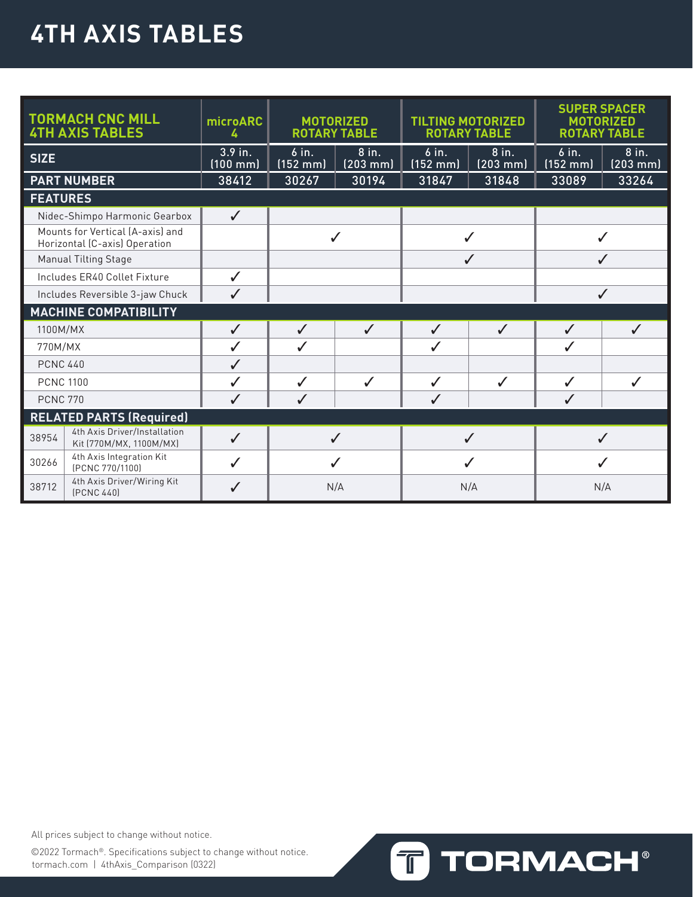# 4TH AXIS TABLES

| TORMACH CNC MILL 4TH AXIS TABLES | | microARC 4 | MOTORIZED ROTARY TABLE | | TILTING MOTORIZED ROTARY TABLE | | SUPER SPACER MOTORIZED ROTARY TABLE | |
|---|---|---|---|---|---|---|---|---|
| **SIZE** | | 3.9 in. (100 mm) | 6 in. (152 mm) | 8 in. (203 mm) | 6 in. (152 mm) | 8 in. (203 mm) | 6 in. (152 mm) | 8 in. (203 mm) |
| **PART NUMBER** | | 38412 | 30267 | 30194 | 31847 | 31848 | 33089 | 33264 |
| **FEATURES** | | | | | | | | |
| Nidec-Shimpo Harmonic Gearbox | | ✓ | | | | | | |
| Mounts for Vertical (A-axis) and Horizontal (C-axis) Operation | | | ✓ | | ✓ | | ✓ | |
| Manual Tilting Stage | | | | | ✓ | | ✓ | |
| Includes ER40 Collet Fixture | | ✓ | | | | | | |
| Includes Reversible 3-jaw Chuck | | ✓ | | | | | ✓ | |
| **MACHINE COMPATIBILITY** | | | | | | | | |
| 1100M/MX | | ✓ | ✓ | ✓ | ✓ | ✓ | ✓ | ✓ |
| 770M/MX | | ✓ | ✓ | | ✓ | | ✓ | |
| PCNC 440 | | ✓ | | | | | | |
| PCNC 1100 | | ✓ | ✓ | ✓ | ✓ | ✓ | ✓ | ✓ |
| PCNC 770 | | ✓ | ✓ | | ✓ | | ✓ | |
| **RELATED PARTS (Required)** | | | | | | | | |
| 38954 | 4th Axis Driver/Installation Kit (770M/MX, 1100M/MX) | ✓ | ✓ | | ✓ | | ✓ | |
| 30266 | 4th Axis Integration Kit (PCNC 770/1100) | ✓ | ✓ | | ✓ | | ✓ | |
| 38712 | 4th Axis Driver/Wiring Kit (PCNC 440) | ✓ | N/A | | N/A | | N/A | |

All prices subject to change without notice.

©2022 Tormach®. Specifications subject to change without notice.
tormach.com | 4thAxis_Comparison (0322)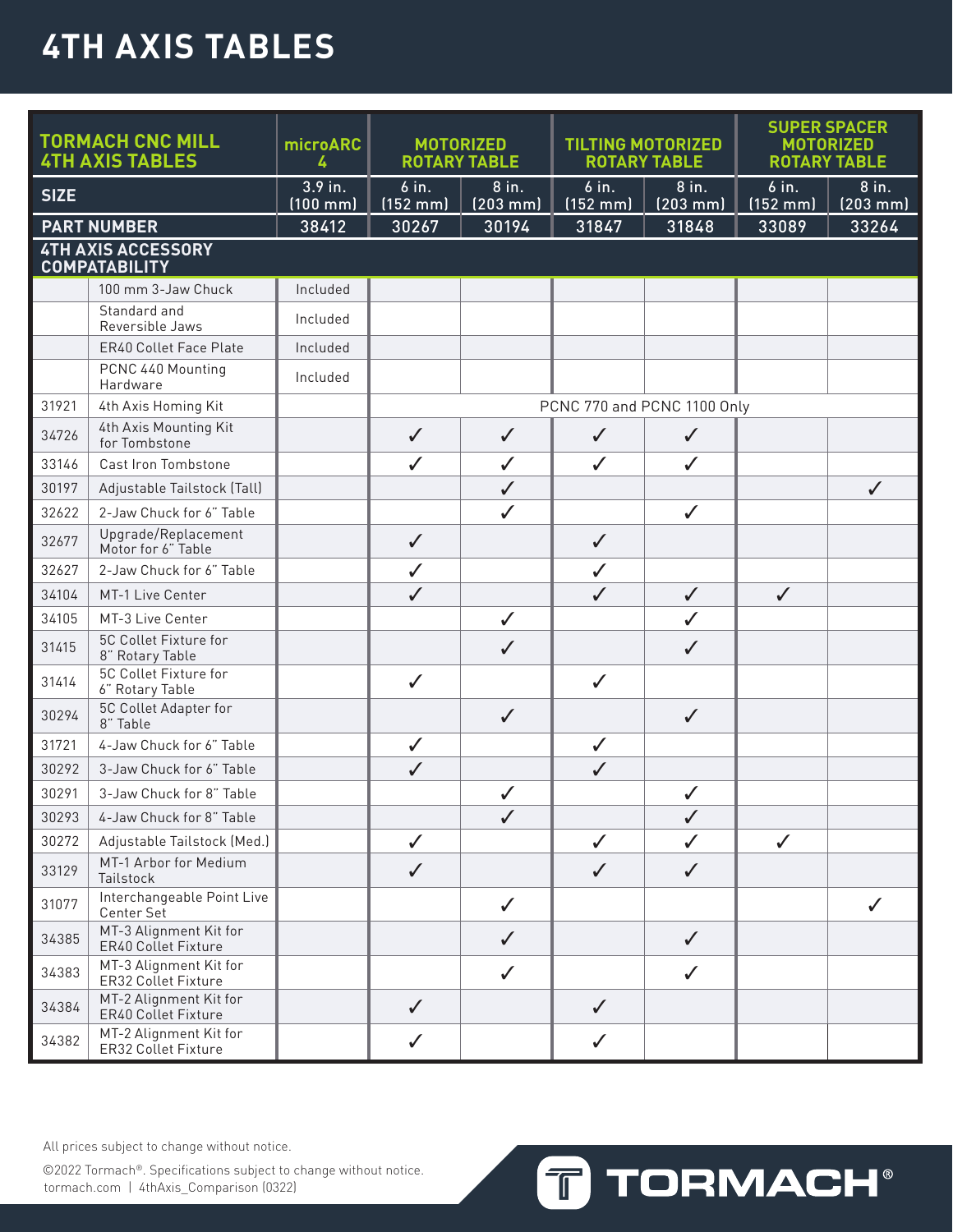# 4TH AXIS TABLES

| TORMACH CNC MILL 4TH AXIS TABLES | | microARC 4 | MOTORIZED ROTARY TABLE | | TILTING MOTORIZED ROTARY TABLE | | SUPER SPACER MOTORIZED ROTARY TABLE | |
|---|---|---|---|---|---|---|---|---|
| SIZE | | 3.9 in. (100 mm) | 6 in. (152 mm) | 8 in. (203 mm) | 6 in. (152 mm) | 8 in. (203 mm) | 6 in. (152 mm) | 8 in. (203 mm) |
| PART NUMBER | | 38412 | 30267 | 30194 | 31847 | 31848 | 33089 | 33264 |
| 4TH AXIS ACCESSORY COMPATABILITY | | | | | | | | |
| | 100 mm 3-Jaw Chuck | Included | | | | | | |
| | Standard and Reversible Jaws | Included | | | | | | |
| | ER40 Collet Face Plate | Included | | | | | | |
| | PCNC 440 Mounting Hardware | Included | | | | | | |
| 31921 | 4th Axis Homing Kit | | PCNC 770 and PCNC 1100 Only | | | | | |
| 34726 | 4th Axis Mounting Kit for Tombstone | | ✓ | ✓ | ✓ | ✓ | | |
| 33146 | Cast Iron Tombstone | | ✓ | ✓ | ✓ | ✓ | | |
| 30197 | Adjustable Tailstock (Tall) | | | ✓ | | | | ✓ |
| 32622 | 2-Jaw Chuck for 6" Table | | | ✓ | | ✓ | | |
| 32677 | Upgrade/Replacement Motor for 6" Table | | ✓ | | ✓ | | | |
| 32627 | 2-Jaw Chuck for 6" Table | | ✓ | | ✓ | | | |
| 34104 | MT-1 Live Center | | ✓ | | ✓ | ✓ | ✓ | |
| 34105 | MT-3 Live Center | | | ✓ | | ✓ | | |
| 31415 | 5C Collet Fixture for 8" Rotary Table | | | ✓ | | ✓ | | |
| 31414 | 5C Collet Fixture for 6" Rotary Table | | ✓ | | ✓ | | | |
| 30294 | 5C Collet Adapter for 8" Table | | | ✓ | | ✓ | | |
| 31721 | 4-Jaw Chuck for 6" Table | | ✓ | | ✓ | | | |
| 30292 | 3-Jaw Chuck for 6" Table | | ✓ | | ✓ | | | |
| 30291 | 3-Jaw Chuck for 8" Table | | | ✓ | | ✓ | | |
| 30293 | 4-Jaw Chuck for 8" Table | | | ✓ | | ✓ | | |
| 30272 | Adjustable Tailstock (Med.) | | ✓ | | ✓ | ✓ | ✓ | |
| 33129 | MT-1 Arbor for Medium Tailstock | | ✓ | | ✓ | ✓ | | |
| 31077 | Interchangeable Point Live Center Set | | | ✓ | | | | ✓ |
| 34385 | MT-3 Alignment Kit for ER40 Collet Fixture | | | ✓ | | ✓ | | |
| 34383 | MT-3 Alignment Kit for ER32 Collet Fixture | | | ✓ | | ✓ | | |
| 34384 | MT-2 Alignment Kit for ER40 Collet Fixture | | ✓ | | ✓ | | | |
| 34382 | MT-2 Alignment Kit for ER32 Collet Fixture | | ✓ | | ✓ | | | |

All prices subject to change without notice.

©2022 Tormach®. Specifications subject to change without notice.
tormach.com | 4thAxis_Comparison (0322)

TORMACH®